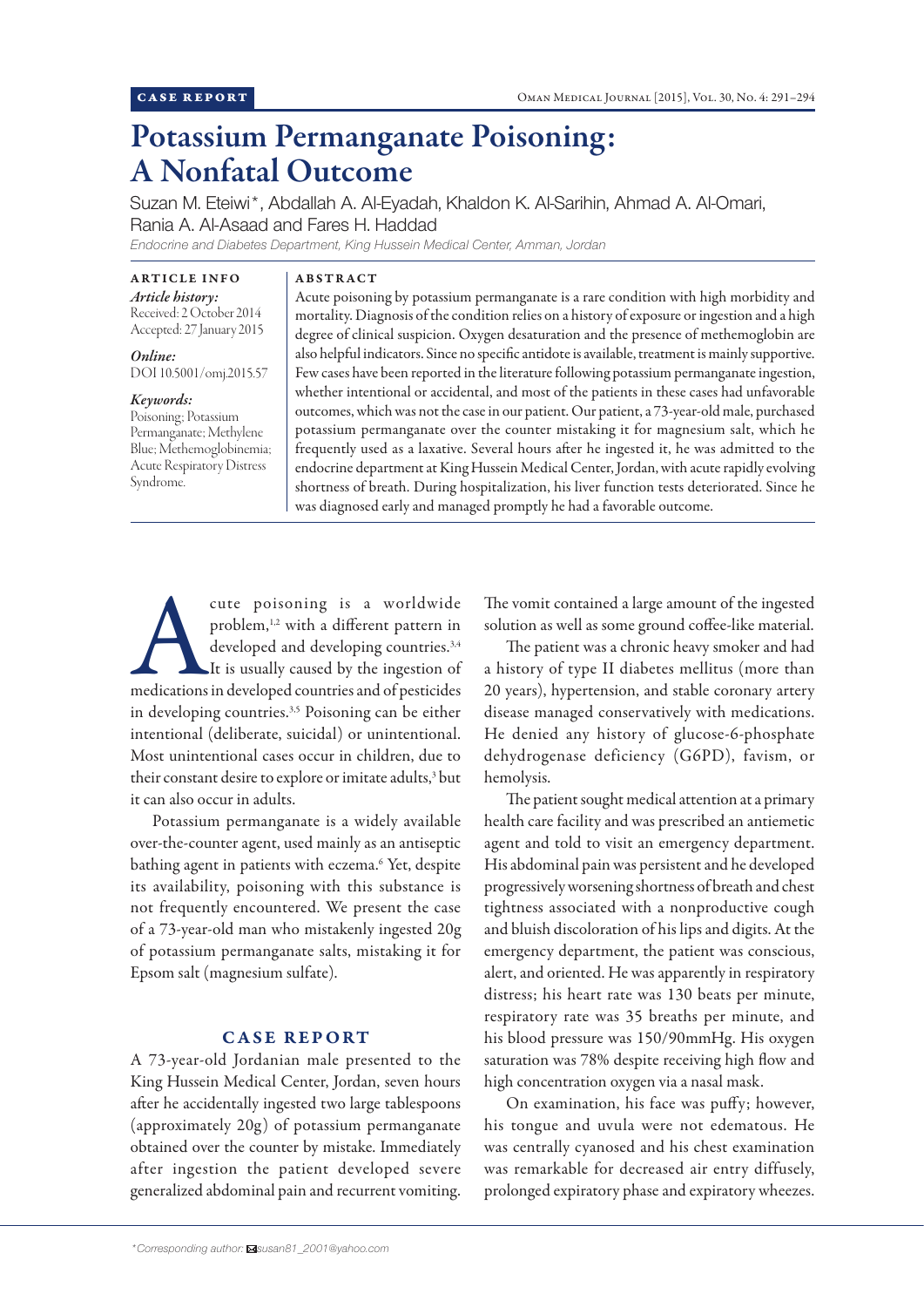CASE REPORT

# Potassium Permanganate Poisoning: A Nonfatal Outcome

Suzan M. Eteiwi*, Abdallah A. Al-Eyadah, Khaldon K. Al-Sarihin, Ahmad A. Al-Omari, Rania A. Al-Asaad and Fares H. Haddad

*Endocrine and Diabetes Department, King Hussein Medical Center, Amman, Jordan*

**ARTICLE INFO**

***Article history:***
Received: 2 October 2014
Accepted: 27 January 2015

***Online:***
DOI 10.5001/omj.2015.57

***Keywords:***
Poisoning; Potassium Permanganate; Methylene Blue; Methemoglobinemia; Acute Respiratory Distress Syndrome.

**ABSTRACT**

Acute poisoning by potassium permanganate is a rare condition with high morbidity and mortality. Diagnosis of the condition relies on a history of exposure or ingestion and a high degree of clinical suspicion. Oxygen desaturation and the presence of methemoglobin are also helpful indicators. Since no specific antidote is available, treatment is mainly supportive. Few cases have been reported in the literature following potassium permanganate ingestion, whether intentional or accidental, and most of the patients in these cases had unfavorable outcomes, which was not the case in our patient. Our patient, a 73-year-old male, purchased potassium permanganate over the counter mistaking it for magnesium salt, which he frequently used as a laxative. Several hours after he ingested it, he was admitted to the endocrine department at King Hussein Medical Center, Jordan, with acute rapidly evolving shortness of breath. During hospitalization, his liver function tests deteriorated. Since he was diagnosed early and managed promptly he had a favorable outcome.

Acute poisoning is a worldwide problem,[1,2] with a different pattern in developed and developing countries.[3,4] It is usually caused by the ingestion of medications in developed countries and of pesticides in developing countries.[3,5] Poisoning can be either intentional (deliberate, suicidal) or unintentional. Most unintentional cases occur in children, due to their constant desire to explore or imitate adults,[3] but it can also occur in adults.

Potassium permanganate is a widely available over-the-counter agent, used mainly as an antiseptic bathing agent in patients with eczema.[6] Yet, despite its availability, poisoning with this substance is not frequently encountered. We present the case of a 73-year-old man who mistakenly ingested 20g of potassium permanganate salts, mistaking it for Epsom salt (magnesium sulfate).

## CASE REPORT

A 73-year-old Jordanian male presented to the King Hussein Medical Center, Jordan, seven hours after he accidentally ingested two large tablespoons (approximately 20g) of potassium permanganate obtained over the counter by mistake. Immediately after ingestion the patient developed severe generalized abdominal pain and recurrent vomiting. The vomit contained a large amount of the ingested solution as well as some ground coffee-like material.

The patient was a chronic heavy smoker and had a history of type II diabetes mellitus (more than 20 years), hypertension, and stable coronary artery disease managed conservatively with medications. He denied any history of glucose-6-phosphate dehydrogenase deficiency (G6PD), favism, or hemolysis.

The patient sought medical attention at a primary health care facility and was prescribed an antiemetic agent and told to visit an emergency department. His abdominal pain was persistent and he developed progressively worsening shortness of breath and chest tightness associated with a nonproductive cough and bluish discoloration of his lips and digits. At the emergency department, the patient was conscious, alert, and oriented. He was apparently in respiratory distress; his heart rate was 130 beats per minute, respiratory rate was 35 breaths per minute, and his blood pressure was 150/90mmHg. His oxygen saturation was 78% despite receiving high flow and high concentration oxygen via a nasal mask.

On examination, his face was puffy; however, his tongue and uvula were not edematous. He was centrally cyanosed and his chest examination was remarkable for decreased air entry diffusely, prolonged expiratory phase and expiratory wheezes.

*Corresponding author: susan81_2001@yahoo.com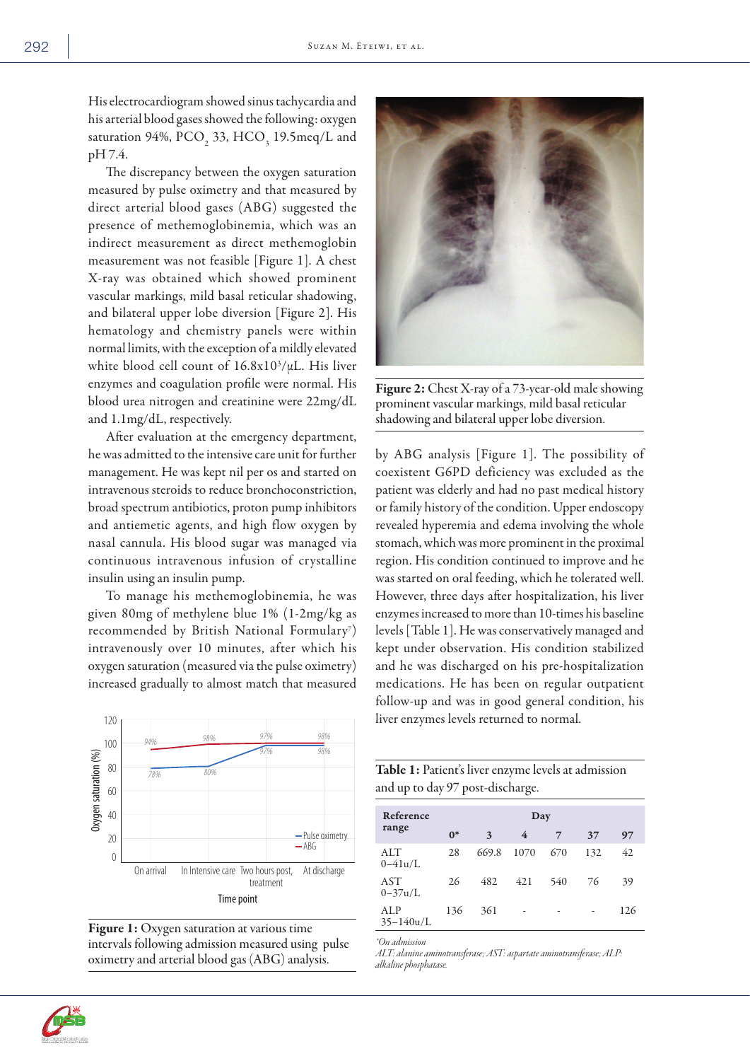His electrocardiogram showed sinus tachycardia and his arterial blood gases showed the following: oxygen saturation 94%, $PCO_2$ 33, $HCO_3$ 19.5meq/L and pH 7.4.

The discrepancy between the oxygen saturation measured by pulse oximetry and that measured by direct arterial blood gases (ABG) suggested the presence of methemoglobinemia, which was an indirect measurement as direct methemoglobin measurement was not feasible [Figure 1]. A chest X-ray was obtained which showed prominent vascular markings, mild basal reticular shadowing, and bilateral upper lobe diversion [Figure 2]. His hematology and chemistry panels were within normal limits, with the exception of a mildly elevated white blood cell count of $16.8 \times 10^3/\mu L$. His liver enzymes and coagulation profile were normal. His blood urea nitrogen and creatinine were 22mg/dL and 1.1mg/dL, respectively.

After evaluation at the emergency department, he was admitted to the intensive care unit for further management. He was kept nil per os and started on intravenous steroids to reduce bronchoconstriction, broad spectrum antibiotics, proton pump inhibitors and antiemetic agents, and high flow oxygen by nasal cannula. His blood sugar was managed via continuous intravenous infusion of crystalline insulin using an insulin pump.

To manage his methemoglobinemia, he was given 80mg of methylene blue 1% (1-2mg/kg as recommended by British National Formulary[7]) intravenously over 10 minutes, after which his oxygen saturation (measured via the pulse oximetry) increased gradually to almost match that measured by ABG analysis [Figure 1]. The possibility of coexistent G6PD deficiency was excluded as the patient was elderly and had no past medical history or family history of the condition. Upper endoscopy revealed hyperemia and edema involving the whole stomach, which was more prominent in the proximal region. His condition continued to improve and he was started on oral feeding, which he tolerated well. However, three days after hospitalization, his liver enzymes increased to more than 10-times his baseline levels [Table 1]. He was conservatively managed and kept under observation. His condition stabilized and he was discharged on his pre-hospitalization medications. He has been on regular outpatient follow-up and was in good general condition, his liver enzymes levels returned to normal.

**Figure 1:** Oxygen saturation at various time intervals following admission measured using pulse oximetry and arterial blood gas (ABG) analysis.

**Figure 2:** Chest X-ray of a 73-year-old male showing prominent vascular markings, mild basal reticular shadowing and bilateral upper lobe diversion.

**Table 1:** Patient's liver enzyme levels at admission and up to day 97 post-discharge.

| Reference range | Day | | | | | |
|---|---|---|---|---|---|---|
| | 0* | 3 | 4 | 7 | 37 | 97 |
| ALT 0–41u/L | 28 | 669.8 | 1070 | 670 | 132 | 42 |
| AST 0–37u/L | 26 | 482 | 421 | 540 | 76 | 39 |
| ALP 35–140u/L | 136 | 361 | - | - | - | 126 |

*\*On admission*
*ALT: alanine aminotransferase; AST: aspartate aminotransferase; ALP: alkaline phosphatase.*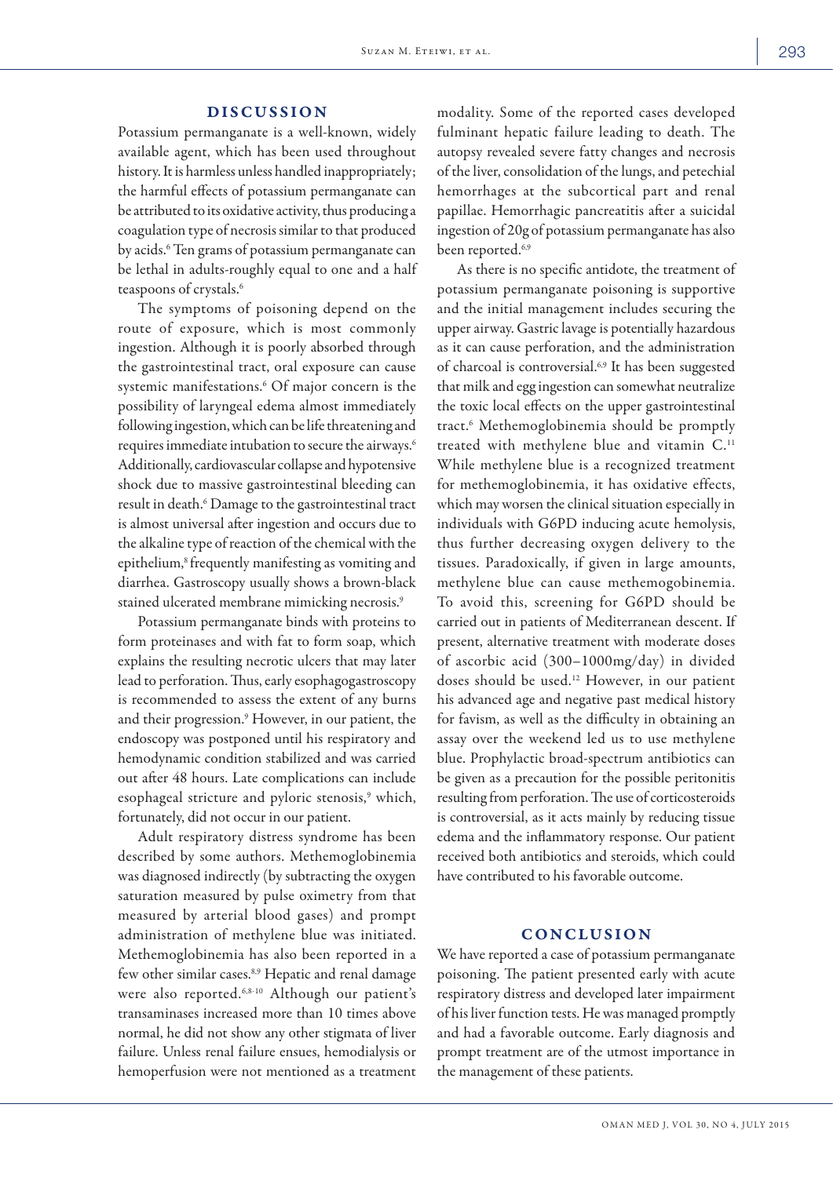## DISCUSSION

Potassium permanganate is a well-known, widely available agent, which has been used throughout history. It is harmless unless handled inappropriately; the harmful effects of potassium permanganate can be attributed to its oxidative activity, thus producing a coagulation type of necrosis similar to that produced by acids.[6] Ten grams of potassium permanganate can be lethal in adults-roughly equal to one and a half teaspoons of crystals.[6]

The symptoms of poisoning depend on the route of exposure, which is most commonly ingestion. Although it is poorly absorbed through the gastrointestinal tract, oral exposure can cause systemic manifestations.[6] Of major concern is the possibility of laryngeal edema almost immediately following ingestion, which can be life threatening and requires immediate intubation to secure the airways.[6] Additionally, cardiovascular collapse and hypotensive shock due to massive gastrointestinal bleeding can result in death.[6] Damage to the gastrointestinal tract is almost universal after ingestion and occurs due to the alkaline type of reaction of the chemical with the epithelium,[8] frequently manifesting as vomiting and diarrhea. Gastroscopy usually shows a brown-black stained ulcerated membrane mimicking necrosis.[9]

Potassium permanganate binds with proteins to form proteinases and with fat to form soap, which explains the resulting necrotic ulcers that may later lead to perforation. Thus, early esophagogastroscopy is recommended to assess the extent of any burns and their progression.[9] However, in our patient, the endoscopy was postponed until his respiratory and hemodynamic condition stabilized and was carried out after 48 hours. Late complications can include esophageal stricture and pyloric stenosis,[9] which, fortunately, did not occur in our patient.

Adult respiratory distress syndrome has been described by some authors. Methemoglobinemia was diagnosed indirectly (by subtracting the oxygen saturation measured by pulse oximetry from that measured by arterial blood gases) and prompt administration of methylene blue was initiated. Methemoglobinemia has also been reported in a few other similar cases.[8,9] Hepatic and renal damage were also reported.[6,8-10] Although our patient's transaminases increased more than 10 times above normal, he did not show any other stigmata of liver failure. Unless renal failure ensues, hemodialysis or hemoperfusion were not mentioned as a treatment modality. Some of the reported cases developed fulminant hepatic failure leading to death. The autopsy revealed severe fatty changes and necrosis of the liver, consolidation of the lungs, and petechial hemorrhages at the subcortical part and renal papillae. Hemorrhagic pancreatitis after a suicidal ingestion of 20g of potassium permanganate has also been reported.[6,9]

As there is no specific antidote, the treatment of potassium permanganate poisoning is supportive and the initial management includes securing the upper airway. Gastric lavage is potentially hazardous as it can cause perforation, and the administration of charcoal is controversial.[6,9] It has been suggested that milk and egg ingestion can somewhat neutralize the toxic local effects on the upper gastrointestinal tract.[6] Methemoglobinemia should be promptly treated with methylene blue and vitamin C.[11] While methylene blue is a recognized treatment for methemoglobinemia, it has oxidative effects, which may worsen the clinical situation especially in individuals with G6PD inducing acute hemolysis, thus further decreasing oxygen delivery to the tissues. Paradoxically, if given in large amounts, methylene blue can cause methemogobinemia. To avoid this, screening for G6PD should be carried out in patients of Mediterranean descent. If present, alternative treatment with moderate doses of ascorbic acid (300–1000mg/day) in divided doses should be used.[12] However, in our patient his advanced age and negative past medical history for favism, as well as the difficulty in obtaining an assay over the weekend led us to use methylene blue. Prophylactic broad-spectrum antibiotics can be given as a precaution for the possible peritonitis resulting from perforation. The use of corticosteroids is controversial, as it acts mainly by reducing tissue edema and the inflammatory response. Our patient received both antibiotics and steroids, which could have contributed to his favorable outcome.

## CONCLUSION

We have reported a case of potassium permanganate poisoning. The patient presented early with acute respiratory distress and developed later impairment of his liver function tests. He was managed promptly and had a favorable outcome. Early diagnosis and prompt treatment are of the utmost importance in the management of these patients.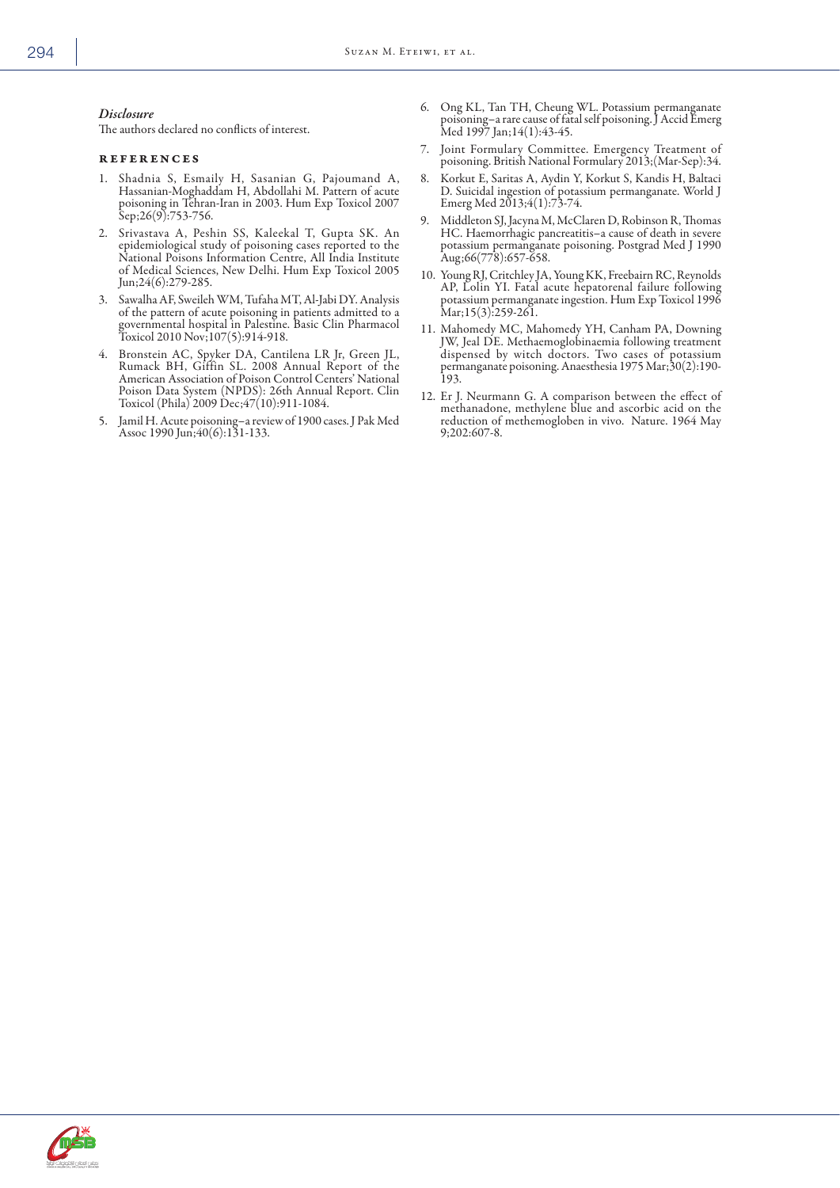### *Disclosure*

The authors declared no conflicts of interest.

## References

1. Shadnia S, Esmaily H, Sasanian G, Pajoumand A, Hassanian-Moghaddam H, Abdollahi M. Pattern of acute poisoning in Tehran-Iran in 2003. Hum Exp Toxicol 2007 Sep;26(9):753-756.
2. Srivastava A, Peshin SS, Kaleekal T, Gupta SK. An epidemiological study of poisoning cases reported to the National Poisons Information Centre, All India Institute of Medical Sciences, New Delhi. Hum Exp Toxicol 2005 Jun;24(6):279-285.
3. Sawalha AF, Sweileh WM, Tufaha MT, Al-Jabi DY. Analysis of the pattern of acute poisoning in patients admitted to a governmental hospital in Palestine. Basic Clin Pharmacol Toxicol 2010 Nov;107(5):914-918.
4. Bronstein AC, Spyker DA, Cantilena LR Jr, Green JL, Rumack BH, Giffin SL. 2008 Annual Report of the American Association of Poison Control Centers' National Poison Data System (NPDS): 26th Annual Report. Clin Toxicol (Phila) 2009 Dec;47(10):911-1084.
5. Jamil H. Acute poisoning–a review of 1900 cases. J Pak Med Assoc 1990 Jun;40(6):131-133.
6. Ong KL, Tan TH, Cheung WL. Potassium permanganate poisoning–a rare cause of fatal self poisoning. J Accid Emerg Med 1997 Jan;14(1):43-45.
7. Joint Formulary Committee. Emergency Treatment of poisoning. British National Formulary 2013;(Mar-Sep):34.
8. Korkut E, Saritas A, Aydin Y, Korkut S, Kandis H, Baltaci D. Suicidal ingestion of potassium permanganate. World J Emerg Med 2013;4(1):73-74.
9. Middleton SJ, Jacyna M, McClaren D, Robinson R, Thomas HC. Haemorrhagic pancreatitis–a cause of death in severe potassium permanganate poisoning. Postgrad Med J 1990 Aug;66(778):657-658.
10. Young RJ, Critchley JA, Young KK, Freebairn RC, Reynolds AP, Lolin YI. Fatal acute hepatorenal failure following potassium permanganate ingestion. Hum Exp Toxicol 1996 Mar;15(3):259-261.
11. Mahomedy MC, Mahomedy YH, Canham PA, Downing JW, Jeal DE. Methaemoglobinaemia following treatment dispensed by witch doctors. Two cases of potassium permanganate poisoning. Anaesthesia 1975 Mar;30(2):190-193.
12. Er J. Neurmann G. A comparison between the effect of methanadone, methylene blue and ascorbic acid on the reduction of methemogloben in vivo. Nature. 1964 May 9;202:607-8.